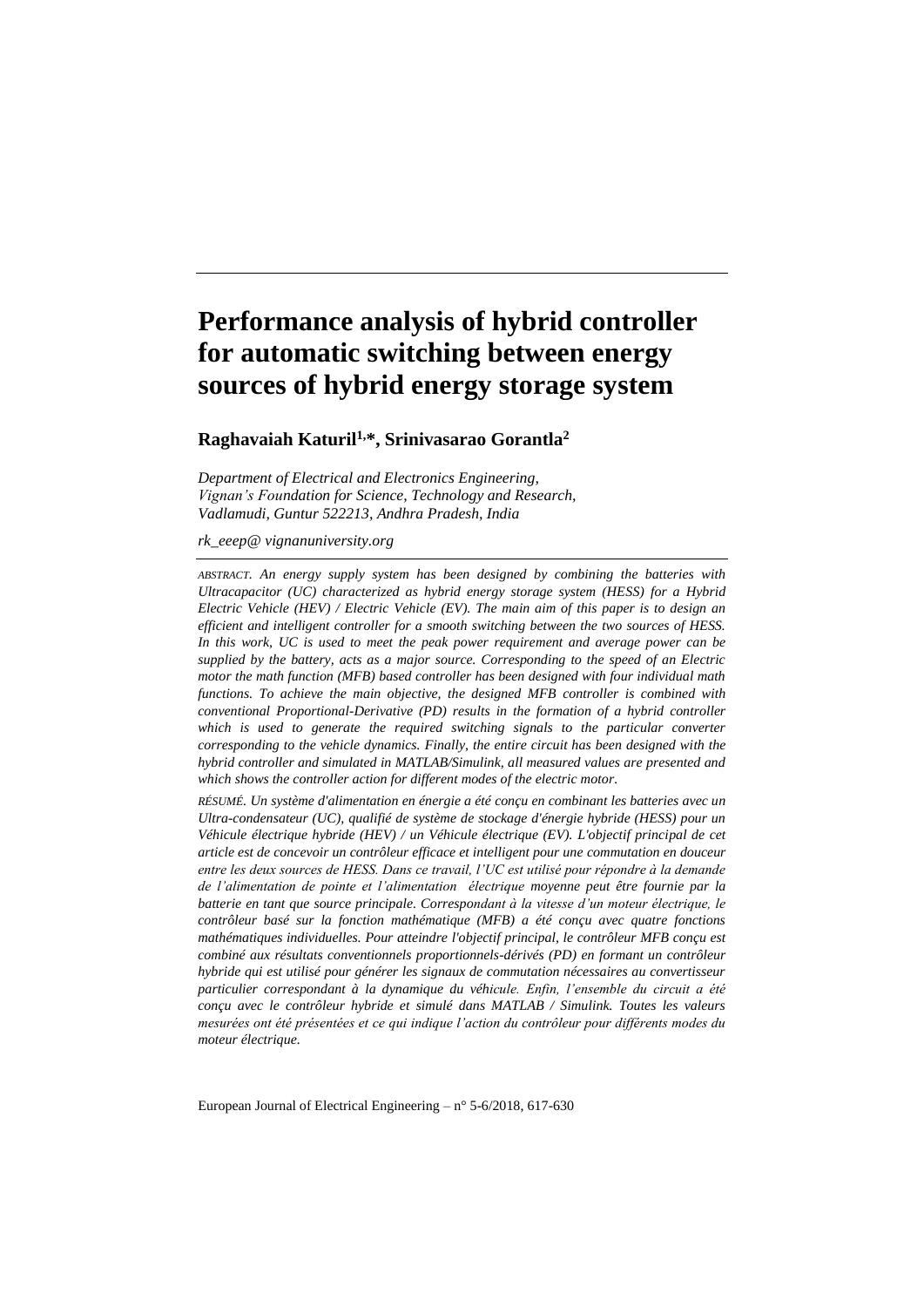# Performance analysis of hybrid controller for automatic switching between energy sources of hybrid energy storage system

**Raghavaiah Katuril[1,*], Srinivasarao Gorantla[2]**

*Department of Electrical and Electronics Engineering,*
*Vignan's Foundation for Science, Technology and Research,*
*Vadlamudi, Guntur 522213, Andhra Pradesh, India*

*rk_eeep@ vignanuniversity.org*

*ABSTRACT. An energy supply system has been designed by combining the batteries with Ultracapacitor (UC) characterized as hybrid energy storage system (HESS) for a Hybrid Electric Vehicle (HEV) / Electric Vehicle (EV). The main aim of this paper is to design an efficient and intelligent controller for a smooth switching between the two sources of HESS. In this work, UC is used to meet the peak power requirement and average power can be supplied by the battery, acts as a major source. Corresponding to the speed of an Electric motor the math function (MFB) based controller has been designed with four individual math functions. To achieve the main objective, the designed MFB controller is combined with conventional Proportional-Derivative (PD) results in the formation of a hybrid controller which is used to generate the required switching signals to the particular converter corresponding to the vehicle dynamics. Finally, the entire circuit has been designed with the hybrid controller and simulated in MATLAB/Simulink, all measured values are presented and which shows the controller action for different modes of the electric motor.*

*RÉSUMÉ. Un système d'alimentation en énergie a été conçu en combinant les batteries avec un Ultra-condensateur (UC), qualifié de système de stockage d'énergie hybride (HESS) pour un Véhicule électrique hybride (HEV) / un Véhicule électrique (EV). L'objectif principal de cet article est de concevoir un contrôleur efficace et intelligent pour une commutation en douceur entre les deux sources de HESS. Dans ce travail, l'UC est utilisé pour répondre à la demande de l'alimentation de pointe et l'alimentation électrique moyenne peut être fournie par la batterie en tant que source principale. Correspondant à la vitesse d'un moteur électrique, le contrôleur basé sur la fonction mathématique (MFB) a été conçu avec quatre fonctions mathématiques individuelles. Pour atteindre l'objectif principal, le contrôleur MFB conçu est combiné aux résultats conventionnels proportionnels-dérivés (PD) en formant un contrôleur hybride qui est utilisé pour générer les signaux de commutation nécessaires au convertisseur particulier correspondant à la dynamique du véhicule. Enfin, l'ensemble du circuit a été conçu avec le contrôleur hybride et simulé dans MATLAB / Simulink. Toutes les valeurs mesurées ont été présentées et ce qui indique l'action du contrôleur pour différents modes du moteur électrique.*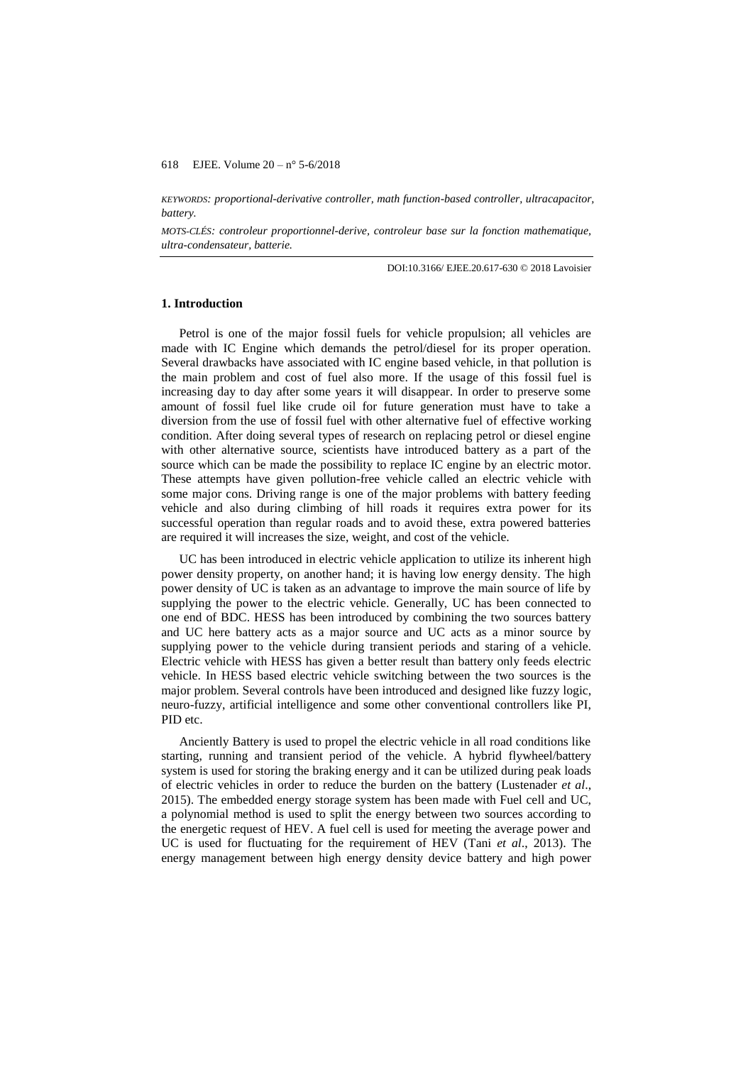*KEYWORDS: proportional-derivative controller, math function-based controller, ultracapacitor, battery.*

*MOTS-CLÉS: controleur proportionnel-derive, controleur base sur la fonction mathematique, ultra-condensateur, batterie.*

DOI:10.3166/ EJEE.20.617-630 © 2018 Lavoisier

## 1. Introduction

Petrol is one of the major fossil fuels for vehicle propulsion; all vehicles are made with IC Engine which demands the petrol/diesel for its proper operation. Several drawbacks have associated with IC engine based vehicle, in that pollution is the main problem and cost of fuel also more. If the usage of this fossil fuel is increasing day to day after some years it will disappear. In order to preserve some amount of fossil fuel like crude oil for future generation must have to take a diversion from the use of fossil fuel with other alternative fuel of effective working condition. After doing several types of research on replacing petrol or diesel engine with other alternative source, scientists have introduced battery as a part of the source which can be made the possibility to replace IC engine by an electric motor. These attempts have given pollution-free vehicle called an electric vehicle with some major cons. Driving range is one of the major problems with battery feeding vehicle and also during climbing of hill roads it requires extra power for its successful operation than regular roads and to avoid these, extra powered batteries are required it will increases the size, weight, and cost of the vehicle.

UC has been introduced in electric vehicle application to utilize its inherent high power density property, on another hand; it is having low energy density. The high power density of UC is taken as an advantage to improve the main source of life by supplying the power to the electric vehicle. Generally, UC has been connected to one end of BDC. HESS has been introduced by combining the two sources battery and UC here battery acts as a major source and UC acts as a minor source by supplying power to the vehicle during transient periods and staring of a vehicle. Electric vehicle with HESS has given a better result than battery only feeds electric vehicle. In HESS based electric vehicle switching between the two sources is the major problem. Several controls have been introduced and designed like fuzzy logic, neuro-fuzzy, artificial intelligence and some other conventional controllers like PI, PID etc.

Anciently Battery is used to propel the electric vehicle in all road conditions like starting, running and transient period of the vehicle. A hybrid flywheel/battery system is used for storing the braking energy and it can be utilized during peak loads of electric vehicles in order to reduce the burden on the battery (Lustenader *et al*., 2015). The embedded energy storage system has been made with Fuel cell and UC, a polynomial method is used to split the energy between two sources according to the energetic request of HEV. A fuel cell is used for meeting the average power and UC is used for fluctuating for the requirement of HEV (Tani *et al*., 2013). The energy management between high energy density device battery and high power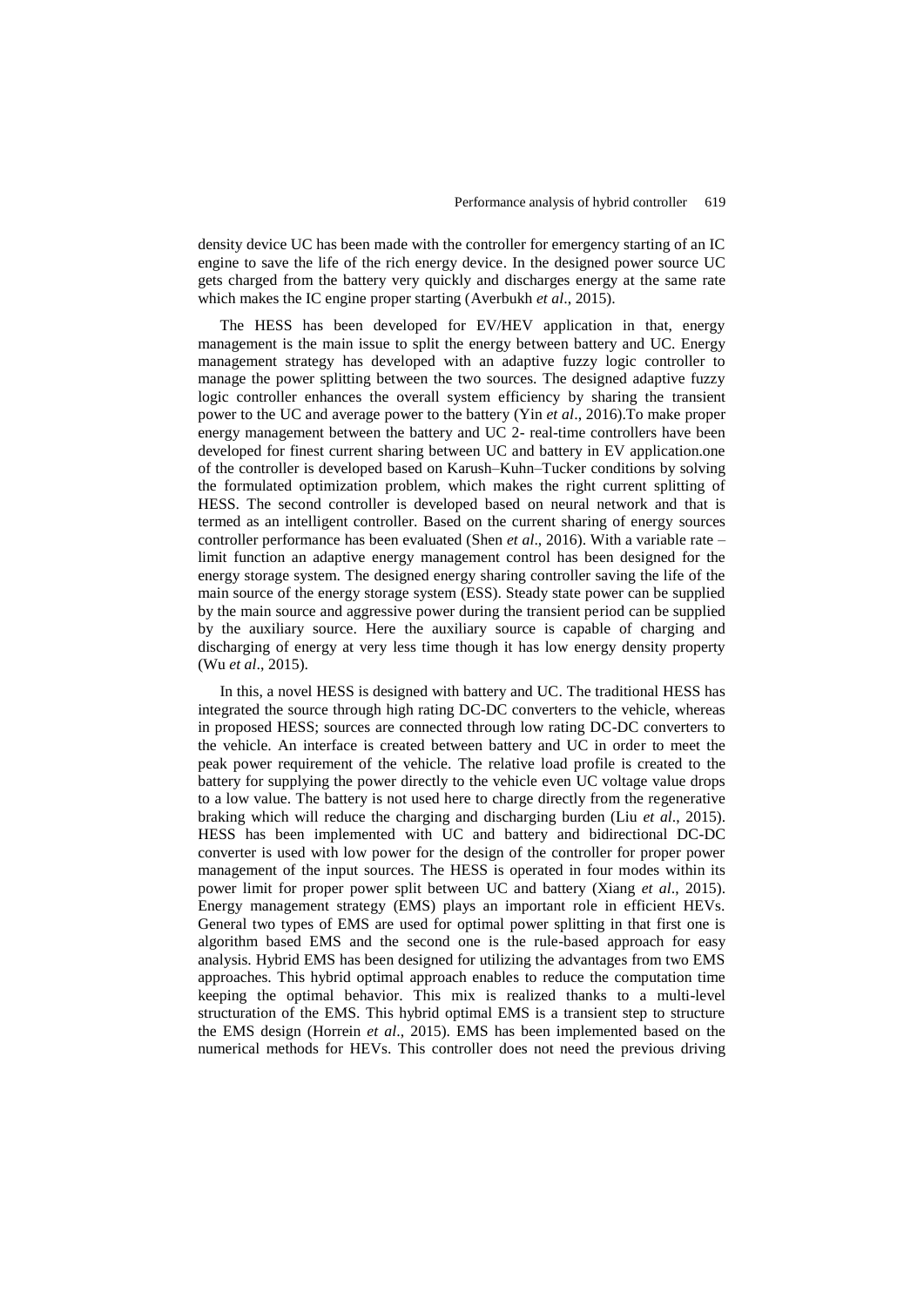density device UC has been made with the controller for emergency starting of an IC engine to save the life of the rich energy device. In the designed power source UC gets charged from the battery very quickly and discharges energy at the same rate which makes the IC engine proper starting (Averbukh *et al*., 2015).

The HESS has been developed for EV/HEV application in that, energy management is the main issue to split the energy between battery and UC. Energy management strategy has developed with an adaptive fuzzy logic controller to manage the power splitting between the two sources. The designed adaptive fuzzy logic controller enhances the overall system efficiency by sharing the transient power to the UC and average power to the battery (Yin *et al*., 2016).To make proper energy management between the battery and UC 2- real-time controllers have been developed for finest current sharing between UC and battery in EV application.one of the controller is developed based on Karush–Kuhn–Tucker conditions by solving the formulated optimization problem, which makes the right current splitting of HESS. The second controller is developed based on neural network and that is termed as an intelligent controller. Based on the current sharing of energy sources controller performance has been evaluated (Shen *et al*., 2016). With a variable rate – limit function an adaptive energy management control has been designed for the energy storage system. The designed energy sharing controller saving the life of the main source of the energy storage system (ESS). Steady state power can be supplied by the main source and aggressive power during the transient period can be supplied by the auxiliary source. Here the auxiliary source is capable of charging and discharging of energy at very less time though it has low energy density property (Wu *et al*., 2015).

In this, a novel HESS is designed with battery and UC. The traditional HESS has integrated the source through high rating DC-DC converters to the vehicle, whereas in proposed HESS; sources are connected through low rating DC-DC converters to the vehicle. An interface is created between battery and UC in order to meet the peak power requirement of the vehicle. The relative load profile is created to the battery for supplying the power directly to the vehicle even UC voltage value drops to a low value. The battery is not used here to charge directly from the regenerative braking which will reduce the charging and discharging burden (Liu *et al*., 2015). HESS has been implemented with UC and battery and bidirectional DC-DC converter is used with low power for the design of the controller for proper power management of the input sources. The HESS is operated in four modes within its power limit for proper power split between UC and battery (Xiang *et al*., 2015). Energy management strategy (EMS) plays an important role in efficient HEVs. General two types of EMS are used for optimal power splitting in that first one is algorithm based EMS and the second one is the rule-based approach for easy analysis. Hybrid EMS has been designed for utilizing the advantages from two EMS approaches. This hybrid optimal approach enables to reduce the computation time keeping the optimal behavior. This mix is realized thanks to a multi-level structuration of the EMS. This hybrid optimal EMS is a transient step to structure the EMS design (Horrein *et al*., 2015). EMS has been implemented based on the numerical methods for HEVs. This controller does not need the previous driving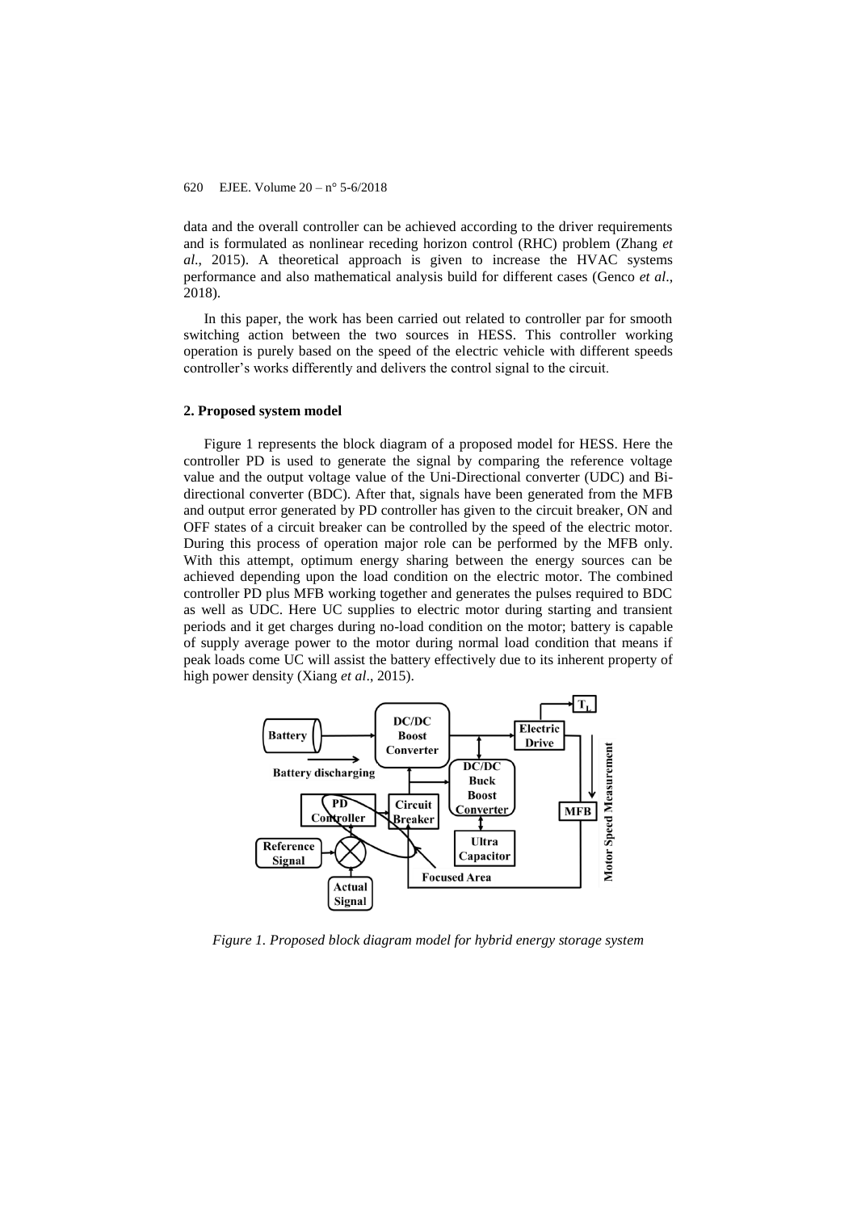data and the overall controller can be achieved according to the driver requirements and is formulated as nonlinear receding horizon control (RHC) problem (Zhang *et al*., 2015). A theoretical approach is given to increase the HVAC systems performance and also mathematical analysis build for different cases (Genco *et al*., 2018).

In this paper, the work has been carried out related to controller par for smooth switching action between the two sources in HESS. This controller working operation is purely based on the speed of the electric vehicle with different speeds controller's works differently and delivers the control signal to the circuit.

## 2. Proposed system model

Figure 1 represents the block diagram of a proposed model for HESS. Here the controller PD is used to generate the signal by comparing the reference voltage value and the output voltage value of the Uni-Directional converter (UDC) and Bi-directional converter (BDC). After that, signals have been generated from the MFB and output error generated by PD controller has given to the circuit breaker, ON and OFF states of a circuit breaker can be controlled by the speed of the electric motor. During this process of operation major role can be performed by the MFB only. With this attempt, optimum energy sharing between the energy sources can be achieved depending upon the load condition on the electric motor. The combined controller PD plus MFB working together and generates the pulses required to BDC as well as UDC. Here UC supplies to electric motor during starting and transient periods and it get charges during no-load condition on the motor; battery is capable of supply average power to the motor during normal load condition that means if peak loads come UC will assist the battery effectively due to its inherent property of high power density (Xiang *et al*., 2015).

*Figure 1. Proposed block diagram model for hybrid energy storage system*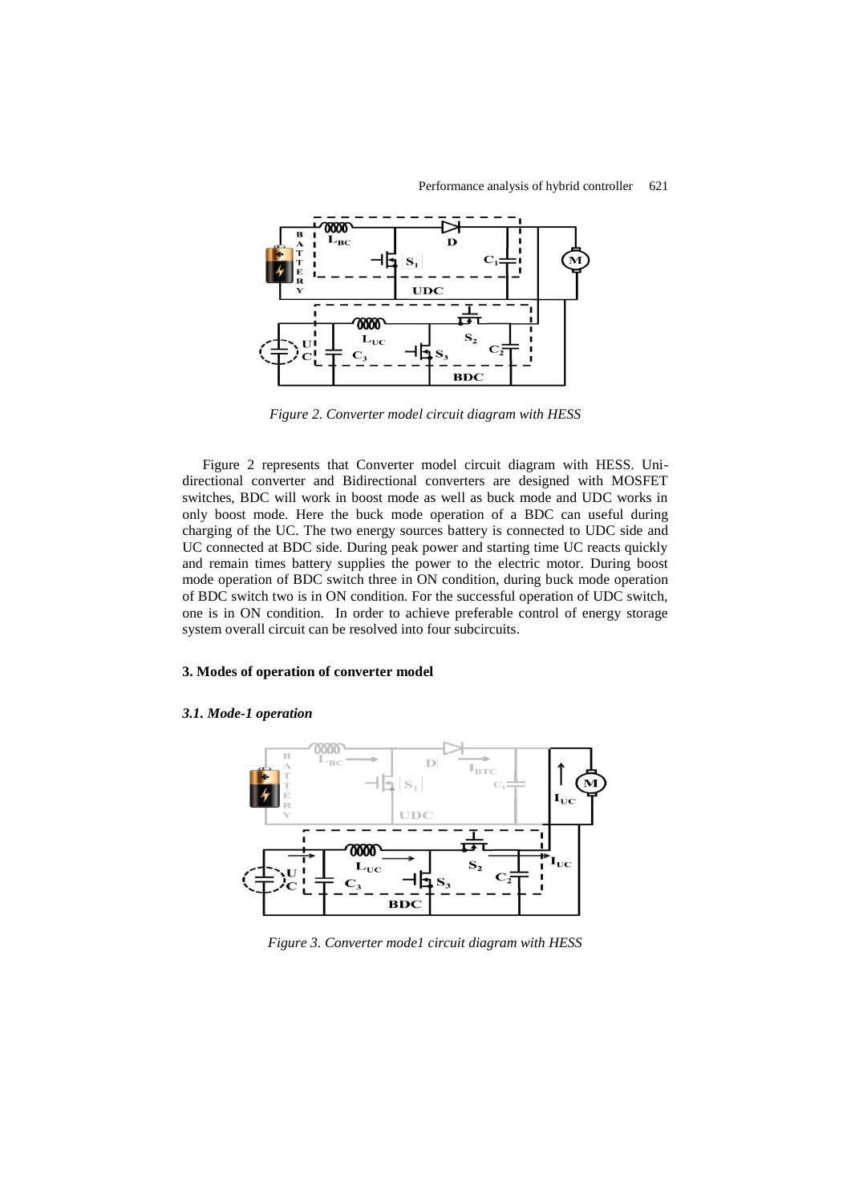*Figure 2. Converter model circuit diagram with HESS*

Figure 2 represents that Converter model circuit diagram with HESS. Uni-directional converter and Bidirectional converters are designed with MOSFET switches, BDC will work in boost mode as well as buck mode and UDC works in only boost mode. Here the buck mode operation of a BDC can useful during charging of the UC. The two energy sources battery is connected to UDC side and UC connected at BDC side. During peak power and starting time UC reacts quickly and remain times battery supplies the power to the electric motor. During boost mode operation of BDC switch three in ON condition, during buck mode operation of BDC switch two is in ON condition. For the successful operation of UDC switch, one is in ON condition. In order to achieve preferable control of energy storage system overall circuit can be resolved into four subcircuits.

## 3. Modes of operation of converter model

### *3.1. Mode-1 operation*

*Figure 3. Converter mode1 circuit diagram with HESS*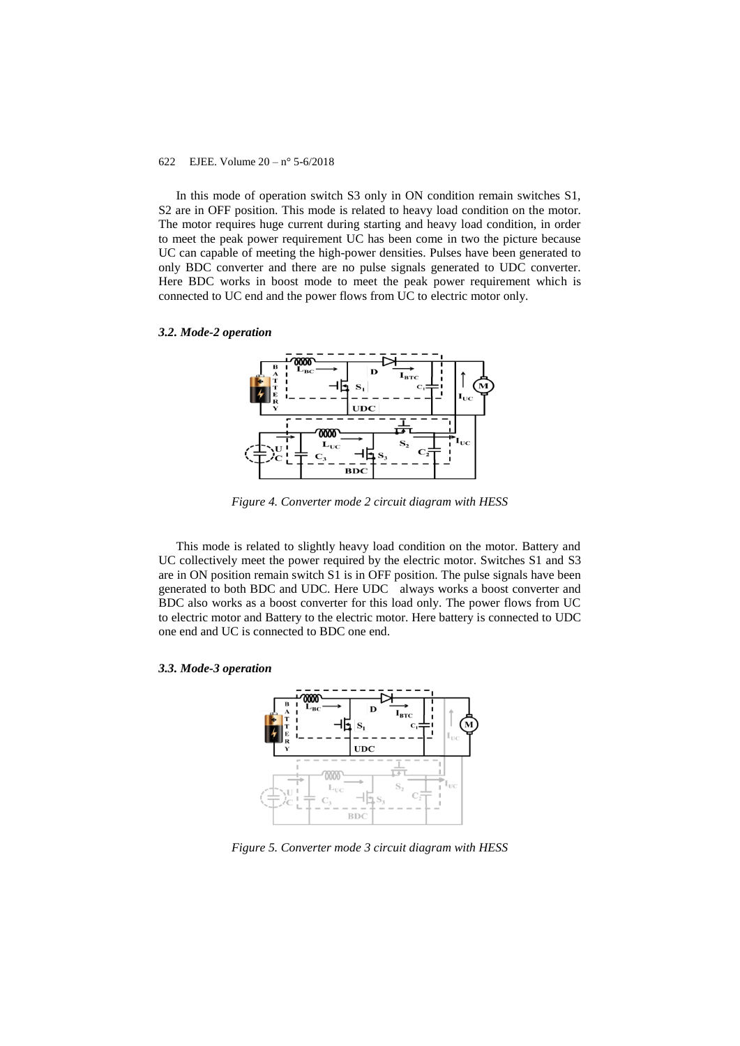In this mode of operation switch S3 only in ON condition remain switches S1, S2 are in OFF position. This mode is related to heavy load condition on the motor. The motor requires huge current during starting and heavy load condition, in order to meet the peak power requirement UC has been come in two the picture because UC can capable of meeting the high-power densities. Pulses have been generated to only BDC converter and there are no pulse signals generated to UDC converter. Here BDC works in boost mode to meet the peak power requirement which is connected to UC end and the power flows from UC to electric motor only.

### *3.2. Mode-2 operation*

*Figure 4. Converter mode 2 circuit diagram with HESS*

This mode is related to slightly heavy load condition on the motor. Battery and UC collectively meet the power required by the electric motor. Switches S1 and S3 are in ON position remain switch S1 is in OFF position. The pulse signals have been generated to both BDC and UDC. Here UDC always works a boost converter and BDC also works as a boost converter for this load only. The power flows from UC to electric motor and Battery to the electric motor. Here battery is connected to UDC one end and UC is connected to BDC one end.

### *3.3. Mode-3 operation*

*Figure 5. Converter mode 3 circuit diagram with HESS*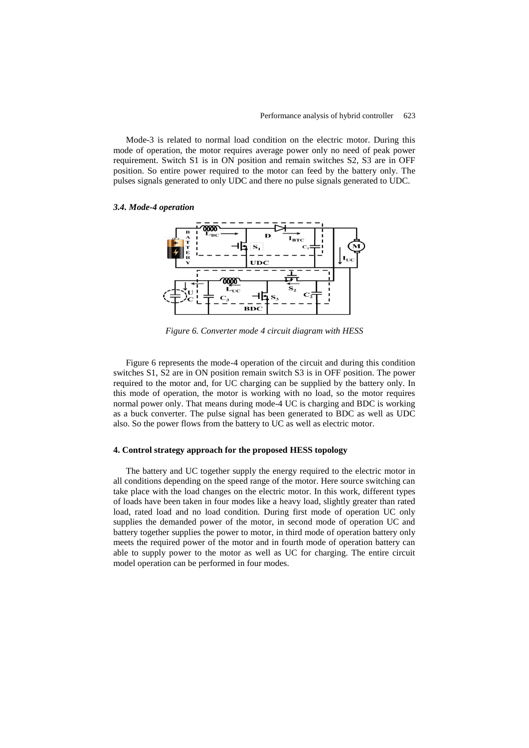Mode-3 is related to normal load condition on the electric motor. During this mode of operation, the motor requires average power only no need of peak power requirement. Switch S1 is in ON position and remain switches S2, S3 are in OFF position. So entire power required to the motor can feed by the battery only. The pulses signals generated to only UDC and there no pulse signals generated to UDC.

### *3.4. Mode-4 operation*

*Figure 6. Converter mode 4 circuit diagram with HESS*

Figure 6 represents the mode-4 operation of the circuit and during this condition switches S1, S2 are in ON position remain switch S3 is in OFF position. The power required to the motor and, for UC charging can be supplied by the battery only. In this mode of operation, the motor is working with no load, so the motor requires normal power only. That means during mode-4 UC is charging and BDC is working as a buck converter. The pulse signal has been generated to BDC as well as UDC also. So the power flows from the battery to UC as well as electric motor.

## **4. Control strategy approach for the proposed HESS topology**

The battery and UC together supply the energy required to the electric motor in all conditions depending on the speed range of the motor. Here source switching can take place with the load changes on the electric motor. In this work, different types of loads have been taken in four modes like a heavy load, slightly greater than rated load, rated load and no load condition. During first mode of operation UC only supplies the demanded power of the motor, in second mode of operation UC and battery together supplies the power to motor, in third mode of operation battery only meets the required power of the motor and in fourth mode of operation battery can able to supply power to the motor as well as UC for charging. The entire circuit model operation can be performed in four modes.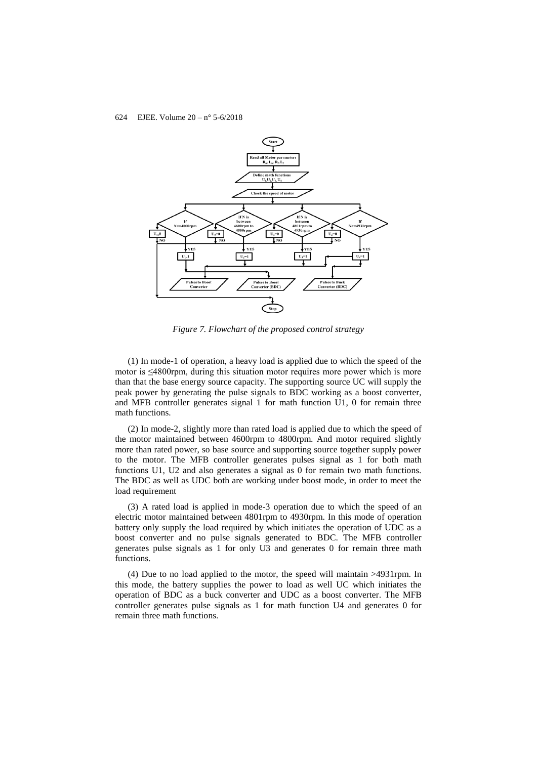*Figure 7. Flowchart of the proposed control strategy*

(1) In mode-1 of operation, a heavy load is applied due to which the speed of the motor is ≤4800rpm, during this situation motor requires more power which is more than that the base energy source capacity. The supporting source UC will supply the peak power by generating the pulse signals to BDC working as a boost converter, and MFB controller generates signal 1 for math function U1, 0 for remain three math functions.

(2) In mode-2, slightly more than rated load is applied due to which the speed of the motor maintained between 4600rpm to 4800rpm. And motor required slightly more than rated power, so base source and supporting source together supply power to the motor. The MFB controller generates pulses signal as 1 for both math functions U1, U2 and also generates a signal as 0 for remain two math functions. The BDC as well as UDC both are working under boost mode, in order to meet the load requirement

(3) A rated load is applied in mode-3 operation due to which the speed of an electric motor maintained between 4801rpm to 4930rpm. In this mode of operation battery only supply the load required by which initiates the operation of UDC as a boost converter and no pulse signals generated to BDC. The MFB controller generates pulse signals as 1 for only U3 and generates 0 for remain three math functions.

(4) Due to no load applied to the motor, the speed will maintain >4931rpm. In this mode, the battery supplies the power to load as well UC which initiates the operation of BDC as a buck converter and UDC as a boost converter. The MFB controller generates pulse signals as 1 for math function U4 and generates 0 for remain three math functions.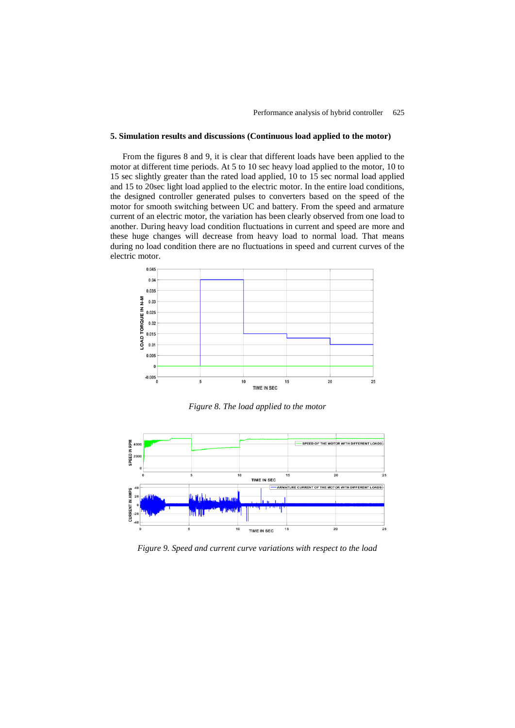## 5. Simulation results and discussions (Continuous load applied to the motor)

From the figures 8 and 9, it is clear that different loads have been applied to the motor at different time periods. At 5 to 10 sec heavy load applied to the motor, 10 to 15 sec slightly greater than the rated load applied, 10 to 15 sec normal load applied and 15 to 20sec light load applied to the electric motor. In the entire load conditions, the designed controller generated pulses to converters based on the speed of the motor for smooth switching between UC and battery. From the speed and armature current of an electric motor, the variation has been clearly observed from one load to another. During heavy load condition fluctuations in current and speed are more and these huge changes will decrease from heavy load to normal load. That means during no load condition there are no fluctuations in speed and current curves of the electric motor.

*Figure 8. The load applied to the motor*

*Figure 9. Speed and current curve variations with respect to the load*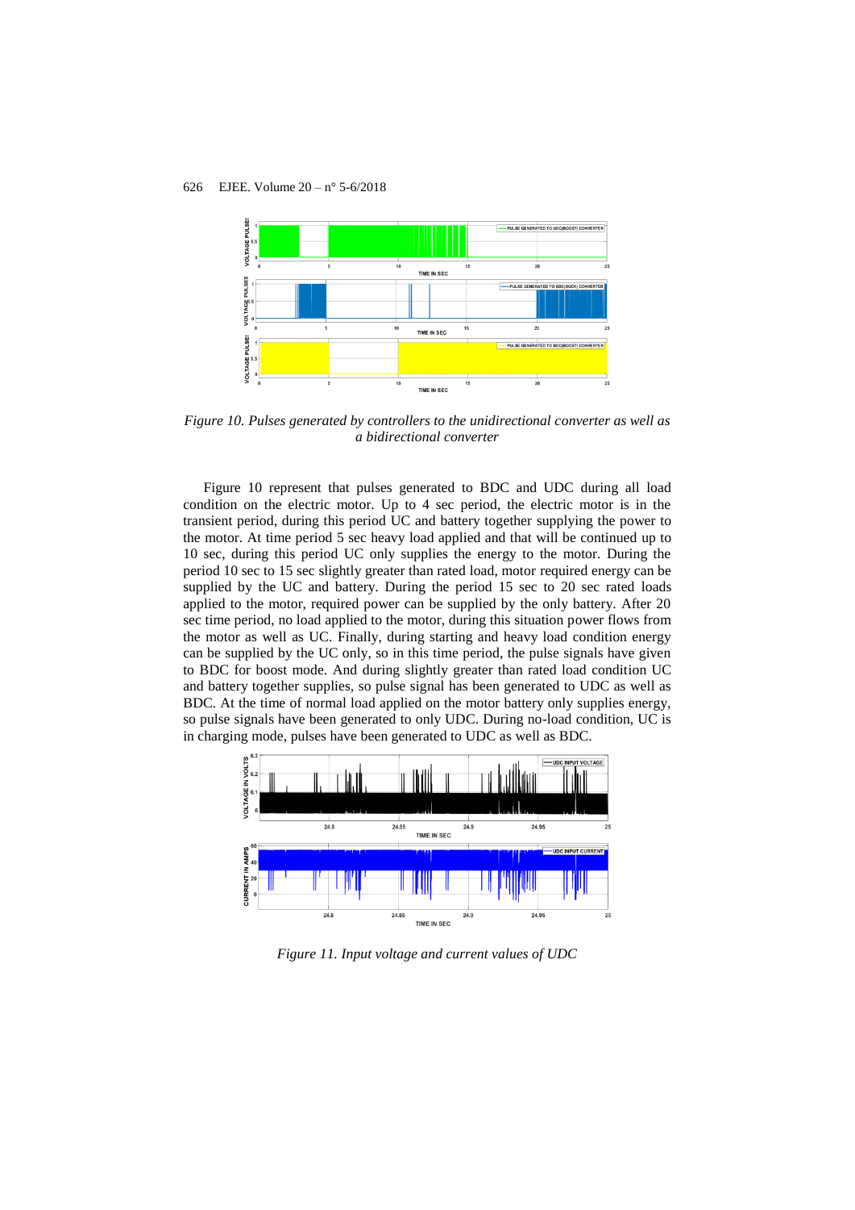*Figure 10. Pulses generated by controllers to the unidirectional converter as well as a bidirectional converter*

Figure 10 represent that pulses generated to BDC and UDC during all load condition on the electric motor. Up to 4 sec period, the electric motor is in the transient period, during this period UC and battery together supplying the power to the motor. At time period 5 sec heavy load applied and that will be continued up to 10 sec, during this period UC only supplies the energy to the motor. During the period 10 sec to 15 sec slightly greater than rated load, motor required energy can be supplied by the UC and battery. During the period 15 sec to 20 sec rated loads applied to the motor, required power can be supplied by the only battery. After 20 sec time period, no load applied to the motor, during this situation power flows from the motor as well as UC. Finally, during starting and heavy load condition energy can be supplied by the UC only, so in this time period, the pulse signals have given to BDC for boost mode. And during slightly greater than rated load condition UC and battery together supplies, so pulse signal has been generated to UDC as well as BDC. At the time of normal load applied on the motor battery only supplies energy, so pulse signals have been generated to only UDC. During no-load condition, UC is in charging mode, pulses have been generated to UDC as well as BDC.

*Figure 11. Input voltage and current values of UDC*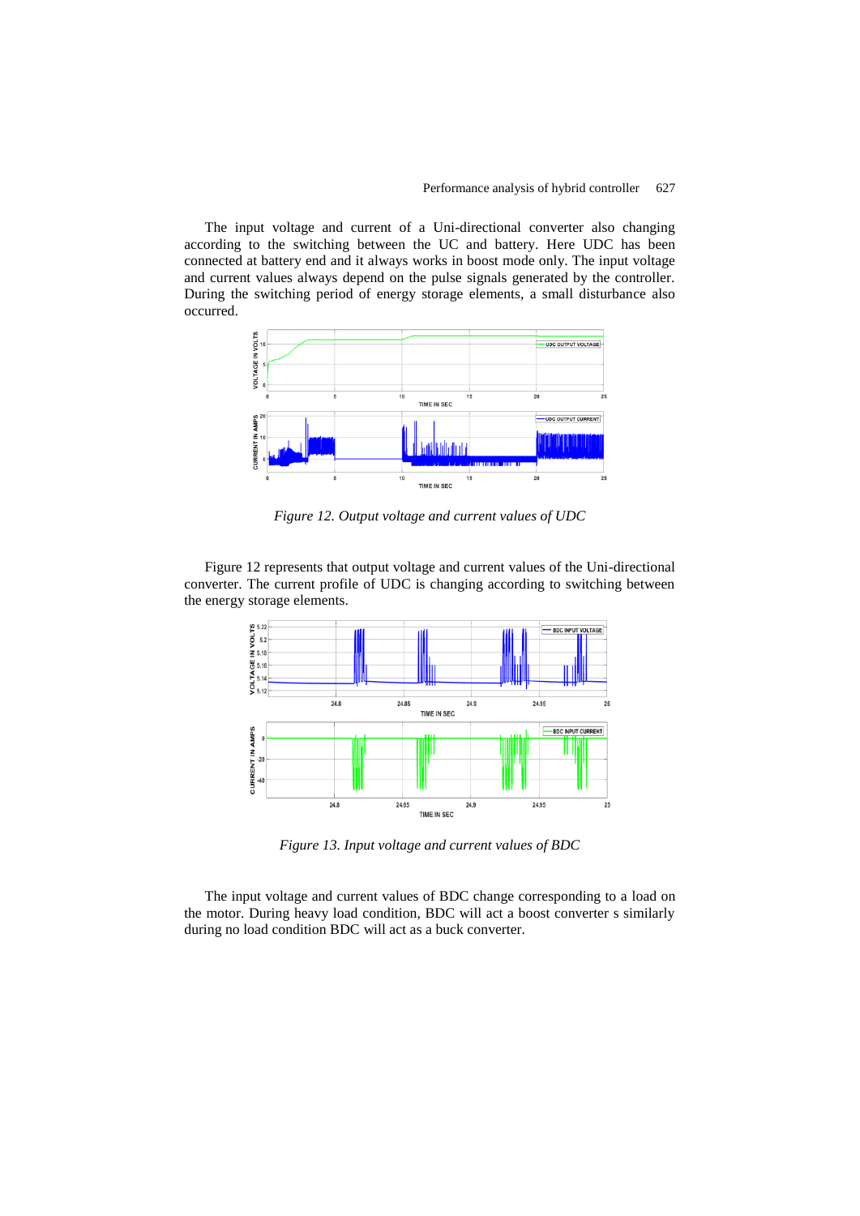The input voltage and current of a Uni-directional converter also changing according to the switching between the UC and battery. Here UDC has been connected at battery end and it always works in boost mode only. The input voltage and current values always depend on the pulse signals generated by the controller. During the switching period of energy storage elements, a small disturbance also occurred.

*Figure 12. Output voltage and current values of UDC*

Figure 12 represents that output voltage and current values of the Uni-directional converter. The current profile of UDC is changing according to switching between the energy storage elements.

*Figure 13. Input voltage and current values of BDC*

The input voltage and current values of BDC change corresponding to a load on the motor. During heavy load condition, BDC will act a boost converter s similarly during no load condition BDC will act as a buck converter.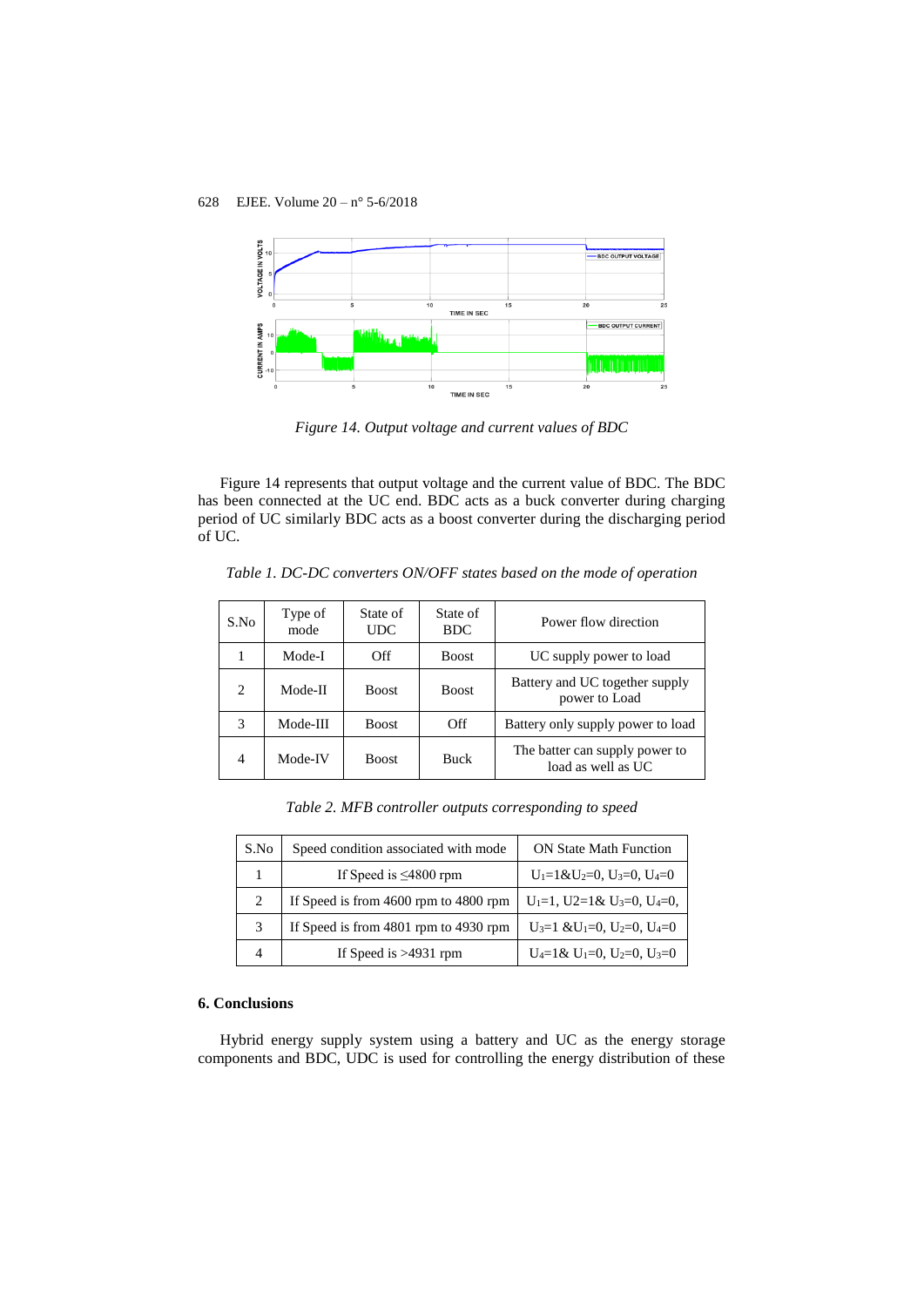*Figure 14. Output voltage and current values of BDC*

Figure 14 represents that output voltage and the current value of BDC. The BDC has been connected at the UC end. BDC acts as a buck converter during charging period of UC similarly BDC acts as a boost converter during the discharging period of UC.

*Table 1. DC-DC converters ON/OFF states based on the mode of operation*

| S.No | Type of mode | State of UDC | State of BDC | Power flow direction |
|---|---|---|---|---|
| 1 | Mode-I | Off | Boost | UC supply power to load |
| 2 | Mode-II | Boost | Boost | Battery and UC together supply power to Load |
| 3 | Mode-III | Boost | Off | Battery only supply power to load |
| 4 | Mode-IV | Boost | Buck | The batter can supply power to load as well as UC |

*Table 2. MFB controller outputs corresponding to speed*

| S.No | Speed condition associated with mode | ON State Math Function |
|---|---|---|
| 1 | If Speed is ≤4800 rpm | $U_1$=1&$U_2$=0, $U_3$=0, $U_4$=0 |
| 2 | If Speed is from 4600 rpm to 4800 rpm | $U_1$=1, U2=1& $U_3$=0, $U_4$=0, |
| 3 | If Speed is from 4801 rpm to 4930 rpm | $U_3$=1 &$U_1$=0, $U_2$=0, $U_4$=0 |
| 4 | If Speed is >4931 rpm | $U_4$=1& $U_1$=0, $U_2$=0, $U_3$=0 |

## 6. Conclusions

Hybrid energy supply system using a battery and UC as the energy storage components and BDC, UDC is used for controlling the energy distribution of these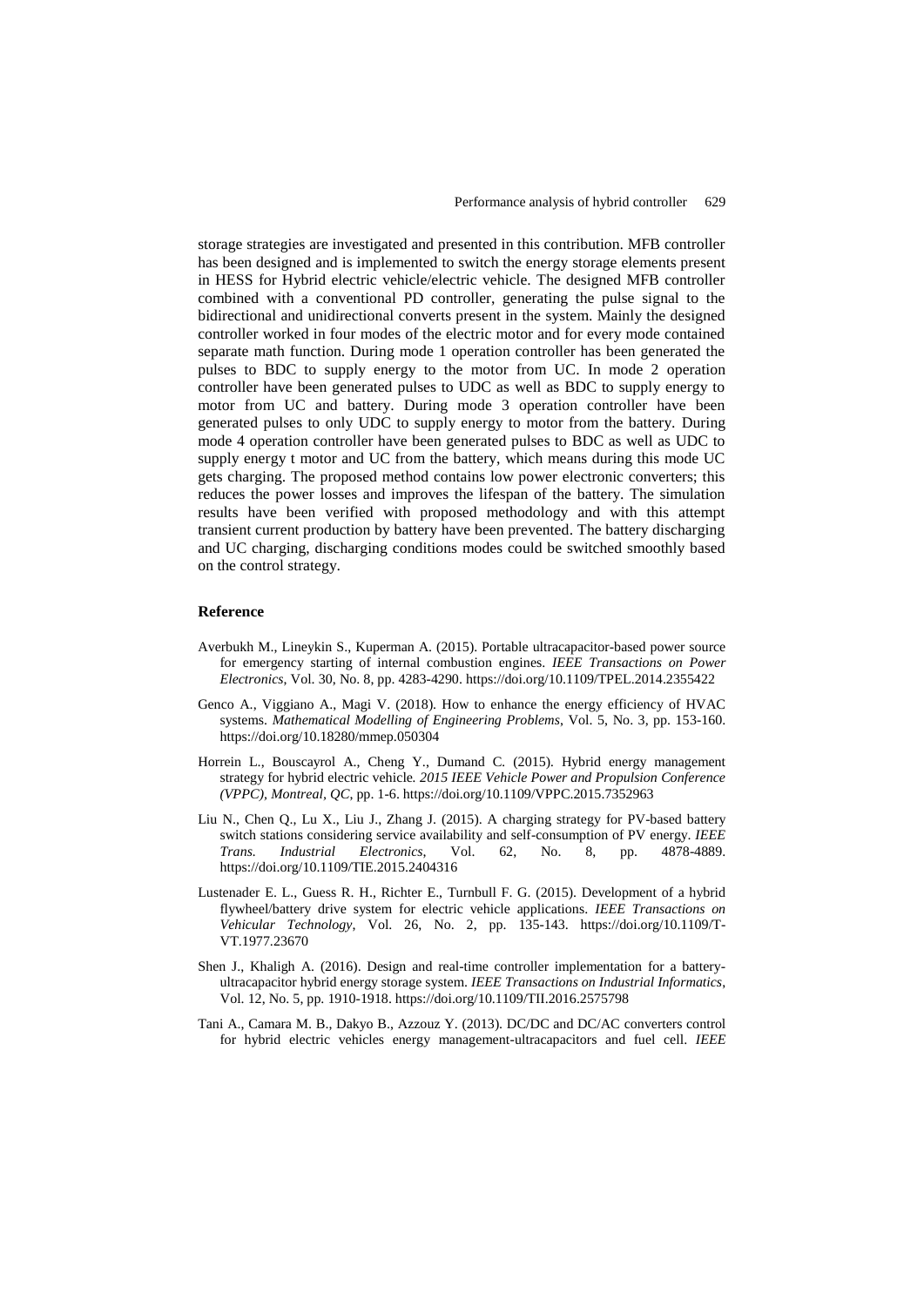storage strategies are investigated and presented in this contribution. MFB controller has been designed and is implemented to switch the energy storage elements present in HESS for Hybrid electric vehicle/electric vehicle. The designed MFB controller combined with a conventional PD controller, generating the pulse signal to the bidirectional and unidirectional converts present in the system. Mainly the designed controller worked in four modes of the electric motor and for every mode contained separate math function. During mode 1 operation controller has been generated the pulses to BDC to supply energy to the motor from UC. In mode 2 operation controller have been generated pulses to UDC as well as BDC to supply energy to motor from UC and battery. During mode 3 operation controller have been generated pulses to only UDC to supply energy to motor from the battery. During mode 4 operation controller have been generated pulses to BDC as well as UDC to supply energy t motor and UC from the battery, which means during this mode UC gets charging. The proposed method contains low power electronic converters; this reduces the power losses and improves the lifespan of the battery. The simulation results have been verified with proposed methodology and with this attempt transient current production by battery have been prevented. The battery discharging and UC charging, discharging conditions modes could be switched smoothly based on the control strategy.

## Reference

Averbukh M., Lineykin S., Kuperman A. (2015). Portable ultracapacitor-based power source for emergency starting of internal combustion engines. *IEEE Transactions on Power Electronics*, Vol. 30, No. 8, pp. 4283-4290. https://doi.org/10.1109/TPEL.2014.2355422

Genco A., Viggiano A., Magi V. (2018). How to enhance the energy efficiency of HVAC systems. *Mathematical Modelling of Engineering Problems*, Vol. 5, No. 3, pp. 153-160. https://doi.org/10.18280/mmep.050304

Horrein L., Bouscayrol A., Cheng Y., Dumand C. (2015). Hybrid energy management strategy for hybrid electric vehicle. *2015 IEEE Vehicle Power and Propulsion Conference (VPPC), Montreal, QC*, pp. 1-6. https://doi.org/10.1109/VPPC.2015.7352963

Liu N., Chen Q., Lu X., Liu J., Zhang J. (2015). A charging strategy for PV-based battery switch stations considering service availability and self-consumption of PV energy. *IEEE Trans. Industrial Electronics*, Vol. 62, No. 8, pp. 4878-4889. https://doi.org/10.1109/TIE.2015.2404316

Lustenader E. L., Guess R. H., Richter E., Turnbull F. G. (2015). Development of a hybrid flywheel/battery drive system for electric vehicle applications. *IEEE Transactions on Vehicular Technology*, Vol. 26, No. 2, pp. 135-143. https://doi.org/10.1109/T-VT.1977.23670

Shen J., Khaligh A. (2016). Design and real-time controller implementation for a battery-ultracapacitor hybrid energy storage system. *IEEE Transactions on Industrial Informatics*, Vol. 12, No. 5, pp. 1910-1918. https://doi.org/10.1109/TII.2016.2575798

Tani A., Camara M. B., Dakyo B., Azzouz Y. (2013). DC/DC and DC/AC converters control for hybrid electric vehicles energy management-ultracapacitors and fuel cell. *IEEE*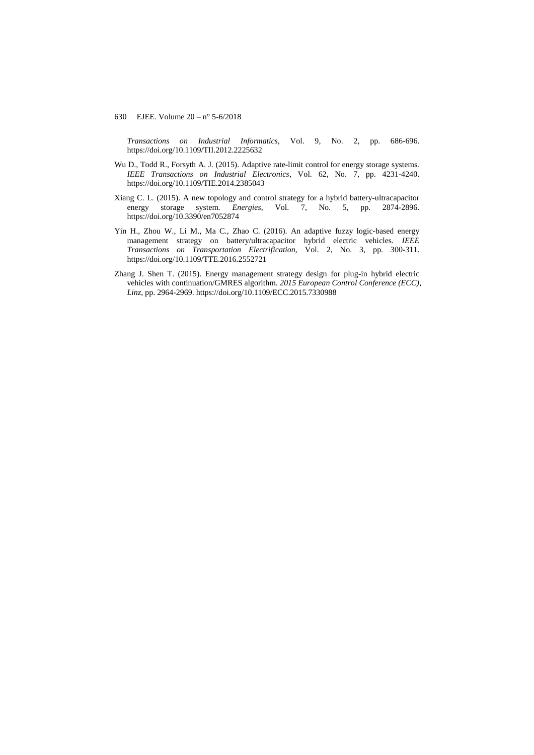*Transactions on Industrial Informatics*, Vol. 9, No. 2, pp. 686-696. https://doi.org/10.1109/TII.2012.2225632

Wu D., Todd R., Forsyth A. J. (2015). Adaptive rate-limit control for energy storage systems. *IEEE Transactions on Industrial Electronics*, Vol. 62, No. 7, pp. 4231-4240. https://doi.org/10.1109/TIE.2014.2385043

Xiang C. L. (2015). A new topology and control strategy for a hybrid battery-ultracapacitor energy storage system. *Energies*, Vol. 7, No. 5, pp. 2874-2896. https://doi.org/10.3390/en7052874

Yin H., Zhou W., Li M., Ma C., Zhao C. (2016). An adaptive fuzzy logic-based energy management strategy on battery/ultracapacitor hybrid electric vehicles. *IEEE Transactions on Transportation Electrification*, Vol. 2, No. 3, pp. 300-311. https://doi.org/10.1109/TTE.2016.2552721

Zhang J. Shen T. (2015). Energy management strategy design for plug-in hybrid electric vehicles with continuation/GMRES algorithm. *2015 European Control Conference (ECC), Linz*, pp. 2964-2969. https://doi.org/10.1109/ECC.2015.7330988